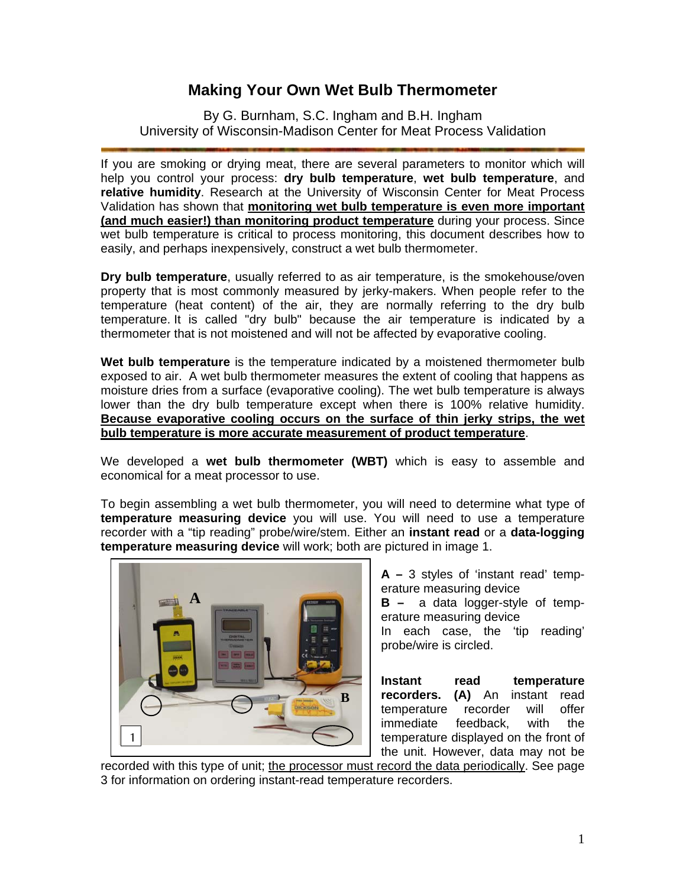# Making Your Own Wet Bulb Thermometer

By G. Burnham, S.C. Ingham and B.H. Ingham
University of Wisconsin-Madison Center for Meat Process Validation

If you are smoking or drying meat, there are several parameters to monitor which will help you control your process: **dry bulb temperature**, **wet bulb temperature**, and **relative humidity**. Research at the University of Wisconsin Center for Meat Process Validation has shown that **monitoring wet bulb temperature is even more important (and much easier!) than monitoring product temperature** during your process. Since wet bulb temperature is critical to process monitoring, this document describes how to easily, and perhaps inexpensively, construct a wet bulb thermometer.

**Dry bulb temperature**, usually referred to as air temperature, is the smokehouse/oven property that is most commonly measured by jerky-makers. When people refer to the temperature (heat content) of the air, they are normally referring to the dry bulb temperature. It is called "dry bulb" because the air temperature is indicated by a thermometer that is not moistened and will not be affected by evaporative cooling.

**Wet bulb temperature** is the temperature indicated by a moistened thermometer bulb exposed to air. A wet bulb thermometer measures the extent of cooling that happens as moisture dries from a surface (evaporative cooling). The wet bulb temperature is always lower than the dry bulb temperature except when there is 100% relative humidity. **Because evaporative cooling occurs on the surface of thin jerky strips, the wet bulb temperature is more accurate measurement of product temperature**.

We developed a **wet bulb thermometer (WBT)** which is easy to assemble and economical for a meat processor to use.

To begin assembling a wet bulb thermometer, you will need to determine what type of **temperature measuring device** you will use. You will need to use a temperature recorder with a "tip reading" probe/wire/stem. Either an **instant read** or a **data-logging temperature measuring device** will work; both are pictured in image 1.

**A –** 3 styles of 'instant read' temperature measuring device
**B –** a data logger-style of temperature measuring device
In each case, the 'tip reading' probe/wire is circled.

**Instant read temperature recorders. (A)** An instant read temperature recorder will offer immediate feedback, with the temperature displayed on the front of the unit. However, data may not be recorded with this type of unit; the processor must record the data periodically. See page 3 for information on ordering instant-read temperature recorders.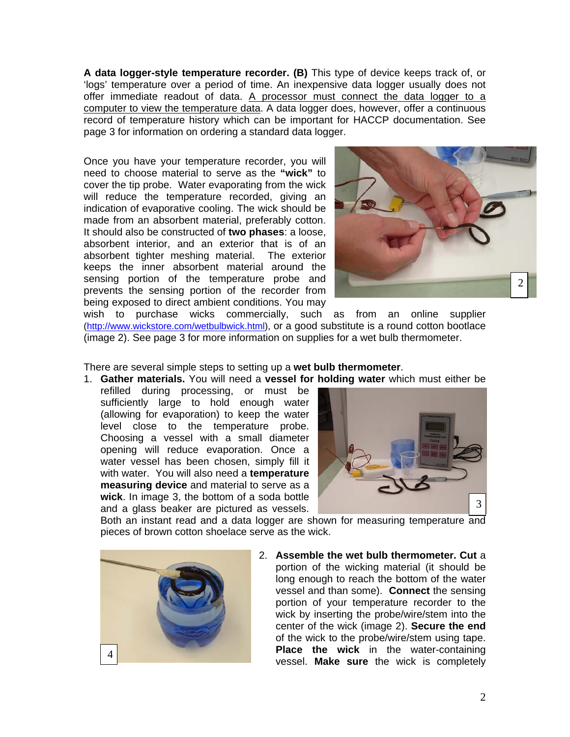**A data logger-style temperature recorder. (B)** This type of device keeps track of, or 'logs' temperature over a period of time. An inexpensive data logger usually does not offer immediate readout of data. A processor must connect the data logger to a computer to view the temperature data. A data logger does, however, offer a continuous record of temperature history which can be important for HACCP documentation. See page 3 for information on ordering a standard data logger.

Once you have your temperature recorder, you will need to choose material to serve as the **"wick"** to cover the tip probe. Water evaporating from the wick will reduce the temperature recorded, giving an indication of evaporative cooling. The wick should be made from an absorbent material, preferably cotton. It should also be constructed of **two phases**: a loose, absorbent interior, and an exterior that is of an absorbent tighter meshing material. The exterior keeps the inner absorbent material around the sensing portion of the temperature probe and prevents the sensing portion of the recorder from being exposed to direct ambient conditions. You may wish to purchase wicks commercially, such as from an online supplier (http://www.wickstore.com/wetbulbwick.html), or a good substitute is a round cotton bootlace (image 2). See page 3 for more information on supplies for a wet bulb thermometer.

2

There are several simple steps to setting up a **wet bulb thermometer**.

1. **Gather materials.** You will need a **vessel for holding water** which must either be refilled during processing, or must be sufficiently large to hold enough water (allowing for evaporation) to keep the water level close to the temperature probe. Choosing a vessel with a small diameter opening will reduce evaporation. Once a water vessel has been chosen, simply fill it with water. You will also need a **temperature measuring device** and material to serve as a **wick**. In image 3, the bottom of a soda bottle and a glass beaker are pictured as vessels. Both an instant read and a data logger are shown for measuring temperature and pieces of brown cotton shoelace serve as the wick.

3

4

2. **Assemble the wet bulb thermometer. Cut** a portion of the wicking material (it should be long enough to reach the bottom of the water vessel and than some). **Connect** the sensing portion of your temperature recorder to the wick by inserting the probe/wire/stem into the center of the wick (image 2). **Secure the end** of the wick to the probe/wire/stem using tape. **Place the wick** in the water-containing vessel. **Make sure** the wick is completely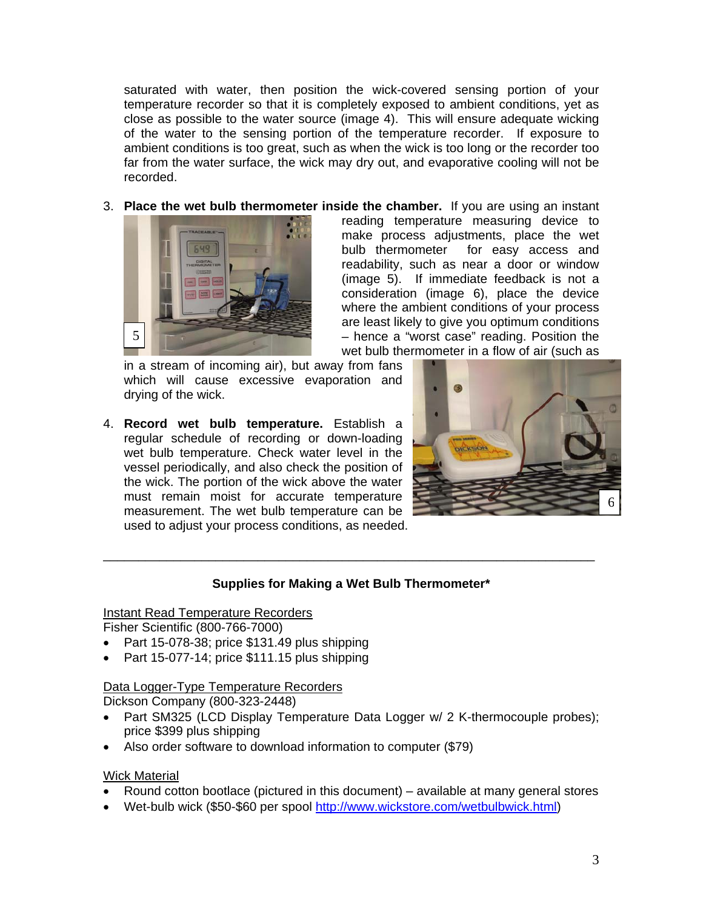saturated with water, then position the wick-covered sensing portion of your temperature recorder so that it is completely exposed to ambient conditions, yet as close as possible to the water source (image 4). This will ensure adequate wicking of the water to the sensing portion of the temperature recorder. If exposure to ambient conditions is too great, such as when the wick is too long or the recorder too far from the water surface, the wick may dry out, and evaporative cooling will not be recorded.

3. **Place the wet bulb thermometer inside the chamber.** If you are using an instant reading temperature measuring device to make process adjustments, place the wet bulb thermometer for easy access and readability, such as near a door or window (image 5). If immediate feedback is not a consideration (image 6), place the device where the ambient conditions of your process are least likely to give you optimum conditions – hence a "worst case" reading. Position the wet bulb thermometer in a flow of air (such as in a stream of incoming air), but away from fans which will cause excessive evaporation and drying of the wick.

4. **Record wet bulb temperature.** Establish a regular schedule of recording or down-loading wet bulb temperature. Check water level in the vessel periodically, and also check the position of the wick. The portion of the wick above the water must remain moist for accurate temperature measurement. The wet bulb temperature can be used to adjust your process conditions, as needed.

---

**Supplies for Making a Wet Bulb Thermometer***

Instant Read Temperature Recorders
Fisher Scientific (800-766-7000)

- Part 15-078-38; price $131.49 plus shipping
- Part 15-077-14; price $111.15 plus shipping

Data Logger-Type Temperature Recorders
Dickson Company (800-323-2448)

- Part SM325 (LCD Display Temperature Data Logger w/ 2 K-thermocouple probes); price $399 plus shipping
- Also order software to download information to computer ($79)

Wick Material

- Round cotton bootlace (pictured in this document) – available at many general stores
- Wet-bulb wick ($50-$60 per spool http://www.wickstore.com/wetbulbwick.html)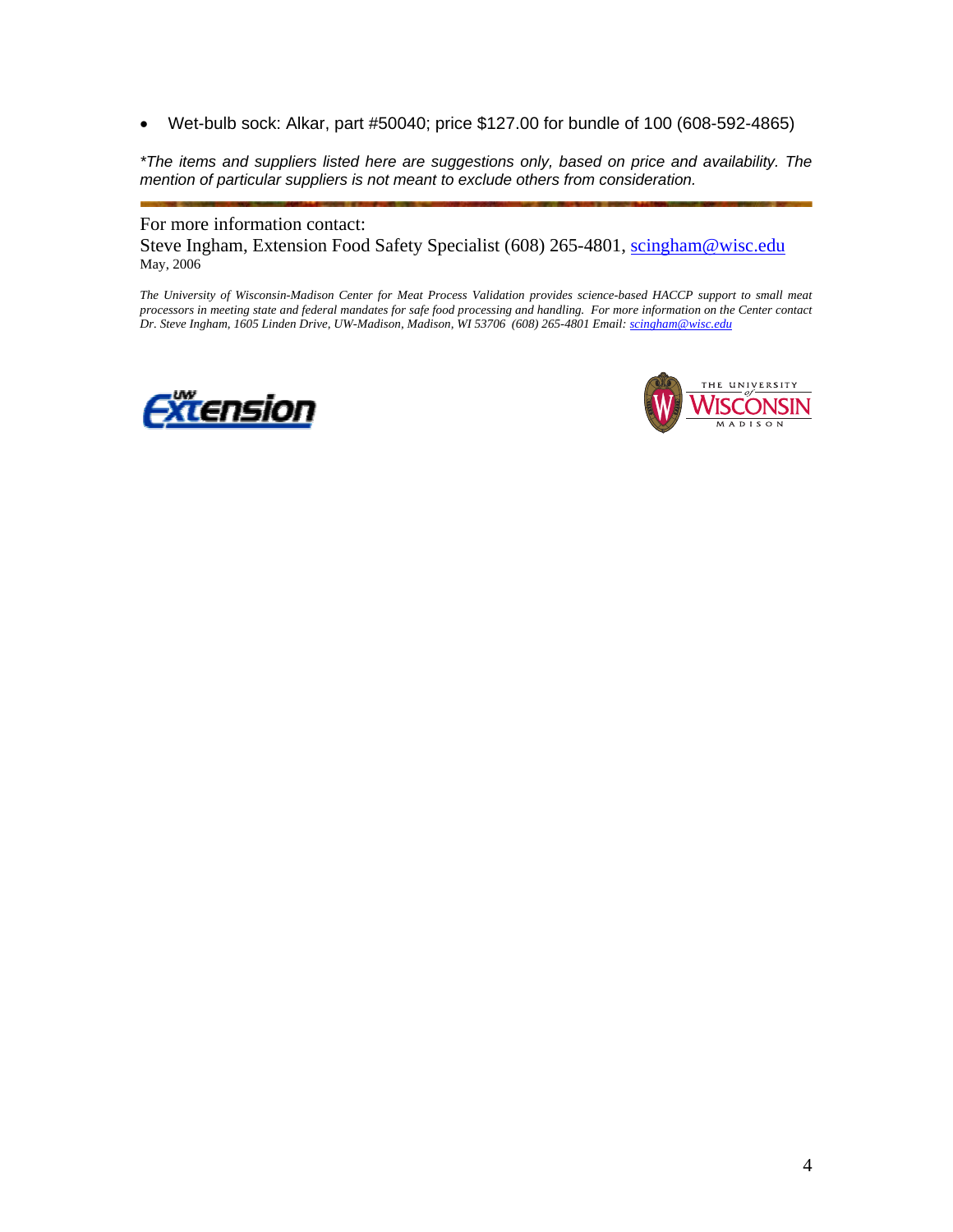- Wet-bulb sock: Alkar, part #50040; price $127.00 for bundle of 100 (608-592-4865)

*\*The items and suppliers listed here are suggestions only, based on price and availability. The mention of particular suppliers is not meant to exclude others from consideration.*

---

For more information contact:
Steve Ingham, Extension Food Safety Specialist (608) 265-4801, scingham@wisc.edu
May, 2006

*The University of Wisconsin-Madison Center for Meat Process Validation provides science-based HACCP support to small meat processors in meeting state and federal mandates for safe food processing and handling. For more information on the Center contact Dr. Steve Ingham, 1605 Linden Drive, UW-Madison, Madison, WI 53706 (608) 265-4801 Email: scingham@wisc.edu*

UW Extension

THE UNIVERSITY of WISCONSIN MADISON